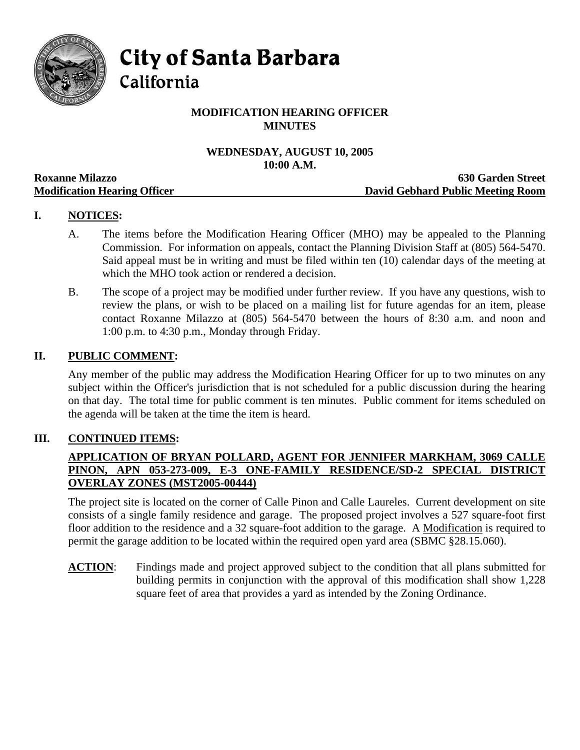# City of Santa Barbara
## California

**MODIFICATION HEARING OFFICER**
**MINUTES**

**WEDNESDAY, AUGUST 10, 2005**
**10:00 A.M.**

**Roxanne Milazzo** — **630 Garden Street**
**Modification Hearing Officer** — **David Gebhard Public Meeting Room**

## I. NOTICES:

A. The items before the Modification Hearing Officer (MHO) may be appealed to the Planning Commission. For information on appeals, contact the Planning Division Staff at (805) 564-5470. Said appeal must be in writing and must be filed within ten (10) calendar days of the meeting at which the MHO took action or rendered a decision.

B. The scope of a project may be modified under further review. If you have any questions, wish to review the plans, or wish to be placed on a mailing list for future agendas for an item, please contact Roxanne Milazzo at (805) 564-5470 between the hours of 8:30 a.m. and noon and 1:00 p.m. to 4:30 p.m., Monday through Friday.

## II. PUBLIC COMMENT:

Any member of the public may address the Modification Hearing Officer for up to two minutes on any subject within the Officer's jurisdiction that is not scheduled for a public discussion during the hearing on that day. The total time for public comment is ten minutes. Public comment for items scheduled on the agenda will be taken at the time the item is heard.

## III. CONTINUED ITEMS:

**APPLICATION OF BRYAN POLLARD, AGENT FOR JENNIFER MARKHAM, 3069 CALLE PINON, APN 053-273-009, E-3 ONE-FAMILY RESIDENCE/SD-2 SPECIAL DISTRICT OVERLAY ZONES (MST2005-00444)**

The project site is located on the corner of Calle Pinon and Calle Laureles. Current development on site consists of a single family residence and garage. The proposed project involves a 527 square-foot first floor addition to the residence and a 32 square-foot addition to the garage. A Modification is required to permit the garage addition to be located within the required open yard area (SBMC §28.15.060).

**ACTION**: Findings made and project approved subject to the condition that all plans submitted for building permits in conjunction with the approval of this modification shall show 1,228 square feet of area that provides a yard as intended by the Zoning Ordinance.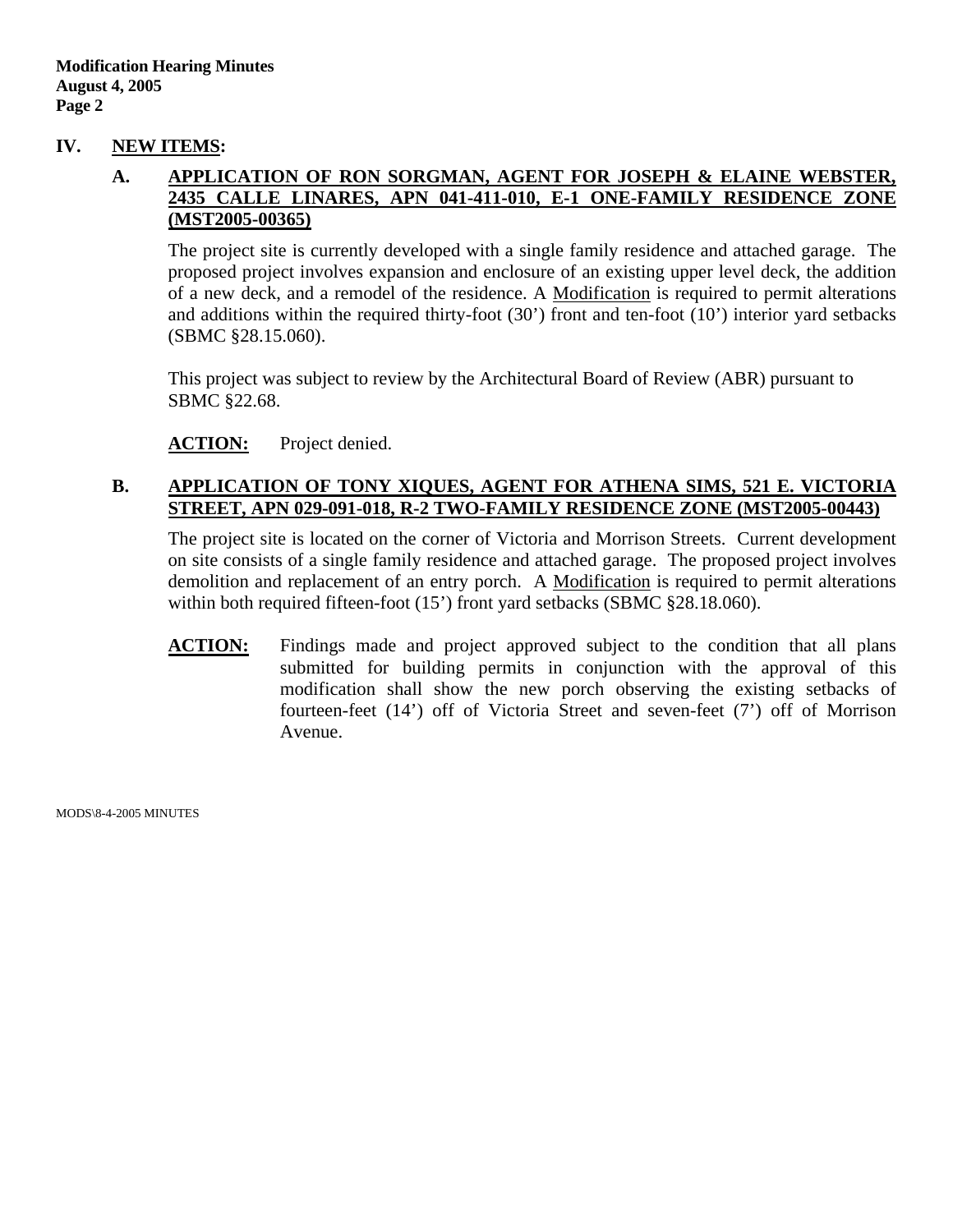## IV. NEW ITEMS:

### A. APPLICATION OF RON SORGMAN, AGENT FOR JOSEPH & ELAINE WEBSTER, 2435 CALLE LINARES, APN 041-411-010, E-1 ONE-FAMILY RESIDENCE ZONE (MST2005-00365)

The project site is currently developed with a single family residence and attached garage. The proposed project involves expansion and enclosure of an existing upper level deck, the addition of a new deck, and a remodel of the residence. A Modification is required to permit alterations and additions within the required thirty-foot (30') front and ten-foot (10') interior yard setbacks (SBMC §28.15.060).

This project was subject to review by the Architectural Board of Review (ABR) pursuant to SBMC §22.68.

**ACTION:** Project denied.

### B. APPLICATION OF TONY XIQUES, AGENT FOR ATHENA SIMS, 521 E. VICTORIA STREET, APN 029-091-018, R-2 TWO-FAMILY RESIDENCE ZONE (MST2005-00443)

The project site is located on the corner of Victoria and Morrison Streets. Current development on site consists of a single family residence and attached garage. The proposed project involves demolition and replacement of an entry porch. A Modification is required to permit alterations within both required fifteen-foot (15') front yard setbacks (SBMC §28.18.060).

**ACTION:** Findings made and project approved subject to the condition that all plans submitted for building permits in conjunction with the approval of this modification shall show the new porch observing the existing setbacks of fourteen-feet (14') off of Victoria Street and seven-feet (7') off of Morrison Avenue.

MODS\8-4-2005 MINUTES